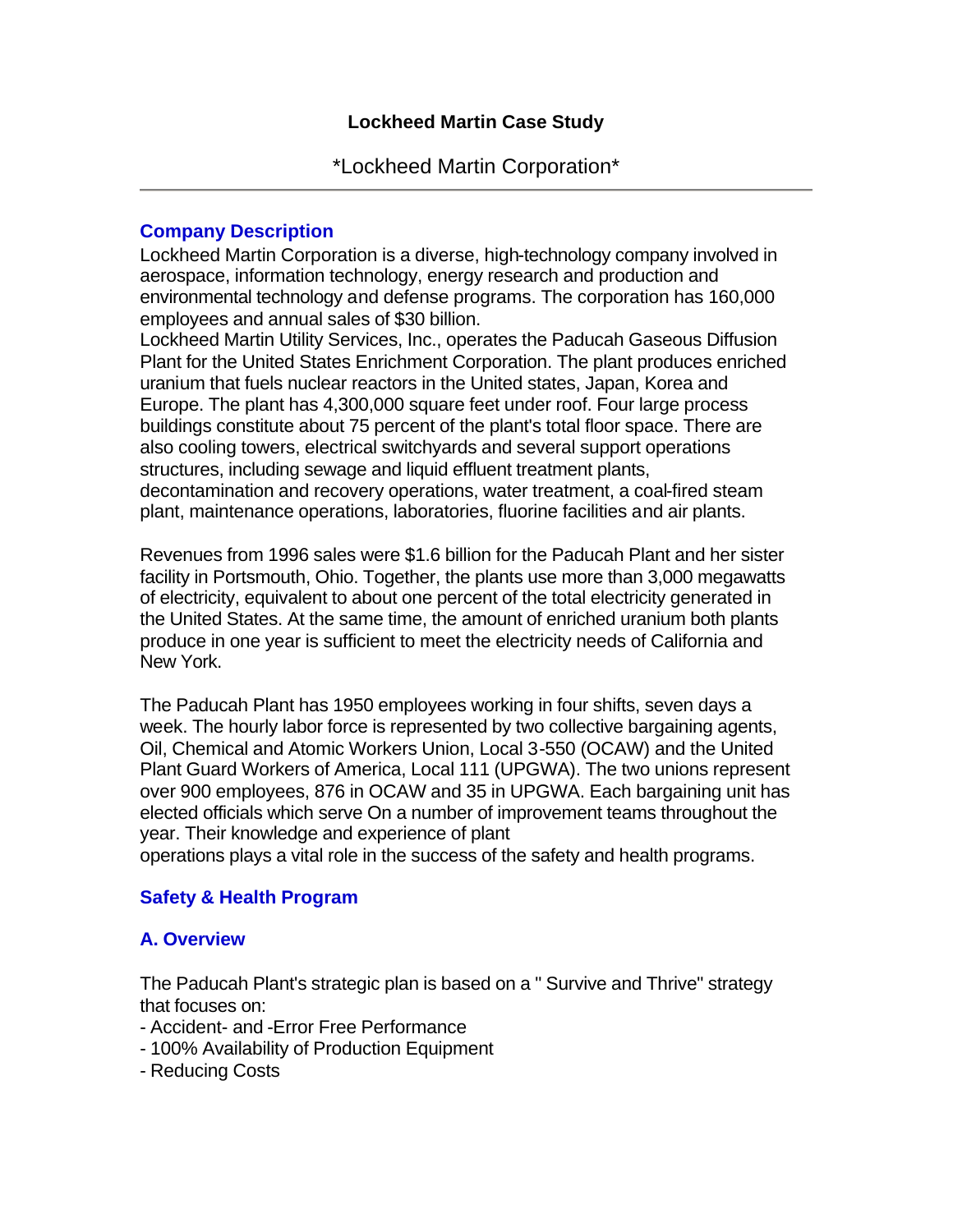# Lockheed Martin Case Study

*Lockheed Martin Corporation*

---

## Company Description

Lockheed Martin Corporation is a diverse, high-technology company involved in aerospace, information technology, energy research and production and environmental technology and defense programs. The corporation has 160,000 employees and annual sales of $30 billion.
Lockheed Martin Utility Services, Inc., operates the Paducah Gaseous Diffusion Plant for the United States Enrichment Corporation. The plant produces enriched uranium that fuels nuclear reactors in the United states, Japan, Korea and Europe. The plant has 4,300,000 square feet under roof. Four large process buildings constitute about 75 percent of the plant's total floor space. There are also cooling towers, electrical switchyards and several support operations structures, including sewage and liquid effluent treatment plants, decontamination and recovery operations, water treatment, a coal-fired steam plant, maintenance operations, laboratories, fluorine facilities and air plants.

Revenues from 1996 sales were $1.6 billion for the Paducah Plant and her sister facility in Portsmouth, Ohio. Together, the plants use more than 3,000 megawatts of electricity, equivalent to about one percent of the total electricity generated in the United States. At the same time, the amount of enriched uranium both plants produce in one year is sufficient to meet the electricity needs of California and New York.

The Paducah Plant has 1950 employees working in four shifts, seven days a week. The hourly labor force is represented by two collective bargaining agents, Oil, Chemical and Atomic Workers Union, Local 3-550 (OCAW) and the United Plant Guard Workers of America, Local 111 (UPGWA). The two unions represent over 900 employees, 876 in OCAW and 35 in UPGWA. Each bargaining unit has elected officials which serve On a number of improvement teams throughout the year. Their knowledge and experience of plant
operations plays a vital role in the success of the safety and health programs.

## Safety & Health Program

### A. Overview

The Paducah Plant's strategic plan is based on a " Survive and Thrive" strategy that focuses on:
- Accident- and -Error Free Performance
- 100% Availability of Production Equipment
- Reducing Costs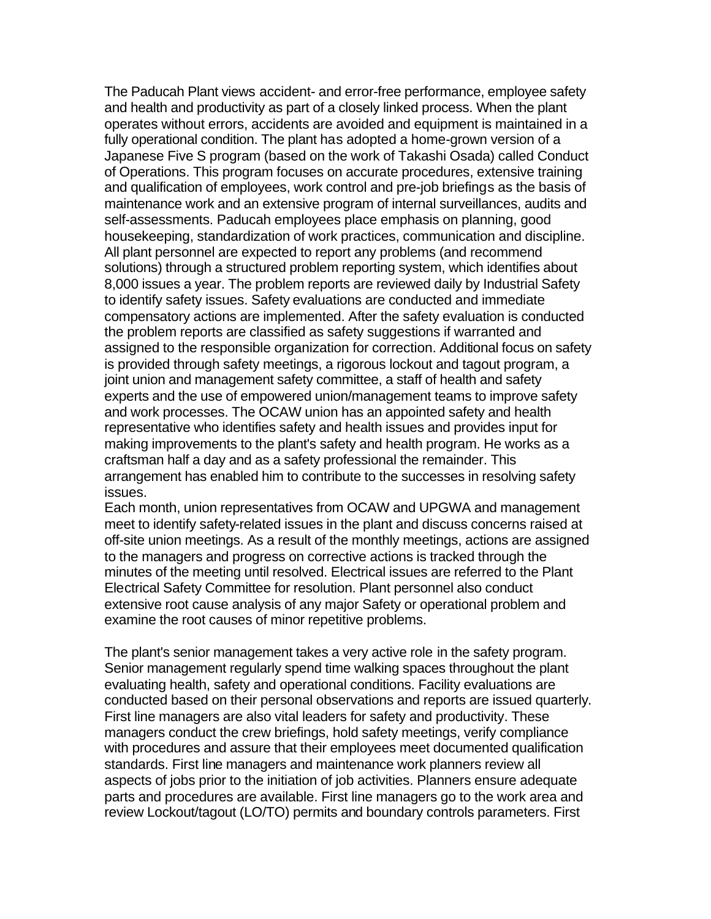The Paducah Plant views accident- and error-free performance, employee safety and health and productivity as part of a closely linked process. When the plant operates without errors, accidents are avoided and equipment is maintained in a fully operational condition. The plant has adopted a home-grown version of a Japanese Five S program (based on the work of Takashi Osada) called Conduct of Operations. This program focuses on accurate procedures, extensive training and qualification of employees, work control and pre-job briefings as the basis of maintenance work and an extensive program of internal surveillances, audits and self-assessments. Paducah employees place emphasis on planning, good housekeeping, standardization of work practices, communication and discipline. All plant personnel are expected to report any problems (and recommend solutions) through a structured problem reporting system, which identifies about 8,000 issues a year. The problem reports are reviewed daily by Industrial Safety to identify safety issues. Safety evaluations are conducted and immediate compensatory actions are implemented. After the safety evaluation is conducted the problem reports are classified as safety suggestions if warranted and assigned to the responsible organization for correction. Additional focus on safety is provided through safety meetings, a rigorous lockout and tagout program, a joint union and management safety committee, a staff of health and safety experts and the use of empowered union/management teams to improve safety and work processes. The OCAW union has an appointed safety and health representative who identifies safety and health issues and provides input for making improvements to the plant's safety and health program. He works as a craftsman half a day and as a safety professional the remainder. This arrangement has enabled him to contribute to the successes in resolving safety issues.

Each month, union representatives from OCAW and UPGWA and management meet to identify safety-related issues in the plant and discuss concerns raised at off-site union meetings. As a result of the monthly meetings, actions are assigned to the managers and progress on corrective actions is tracked through the minutes of the meeting until resolved. Electrical issues are referred to the Plant Electrical Safety Committee for resolution. Plant personnel also conduct extensive root cause analysis of any major Safety or operational problem and examine the root causes of minor repetitive problems.

The plant's senior management takes a very active role in the safety program. Senior management regularly spend time walking spaces throughout the plant evaluating health, safety and operational conditions. Facility evaluations are conducted based on their personal observations and reports are issued quarterly. First line managers are also vital leaders for safety and productivity. These managers conduct the crew briefings, hold safety meetings, verify compliance with procedures and assure that their employees meet documented qualification standards. First line managers and maintenance work planners review all aspects of jobs prior to the initiation of job activities. Planners ensure adequate parts and procedures are available. First line managers go to the work area and review Lockout/tagout (LO/TO) permits and boundary controls parameters. First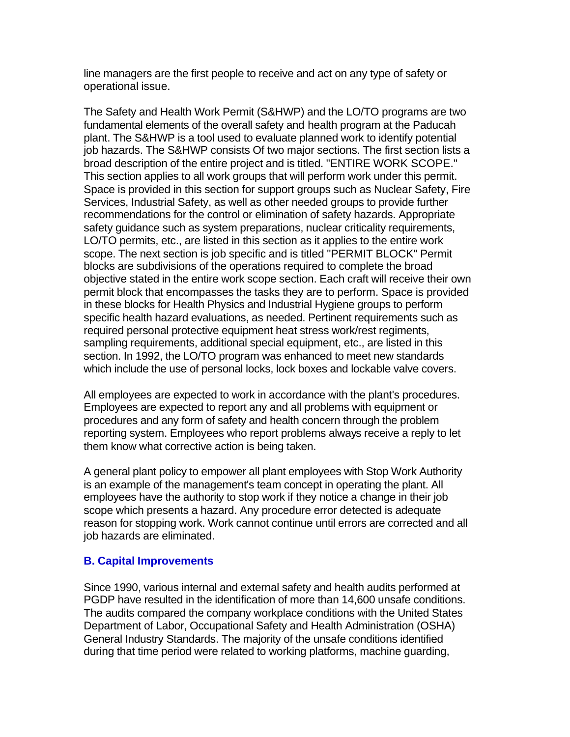line managers are the first people to receive and act on any type of safety or operational issue.

The Safety and Health Work Permit (S&HWP) and the LO/TO programs are two fundamental elements of the overall safety and health program at the Paducah plant. The S&HWP is a tool used to evaluate planned work to identify potential job hazards. The S&HWP consists Of two major sections. The first section lists a broad description of the entire project and is titled. "ENTIRE WORK SCOPE." This section applies to all work groups that will perform work under this permit. Space is provided in this section for support groups such as Nuclear Safety, Fire Services, Industrial Safety, as well as other needed groups to provide further recommendations for the control or elimination of safety hazards. Appropriate safety guidance such as system preparations, nuclear criticality requirements, LO/TO permits, etc., are listed in this section as it applies to the entire work scope. The next section is job specific and is titled "PERMIT BLOCK" Permit blocks are subdivisions of the operations required to complete the broad objective stated in the entire work scope section. Each craft will receive their own permit block that encompasses the tasks they are to perform. Space is provided in these blocks for Health Physics and Industrial Hygiene groups to perform specific health hazard evaluations, as needed. Pertinent requirements such as required personal protective equipment heat stress work/rest regiments, sampling requirements, additional special equipment, etc., are listed in this section. In 1992, the LO/TO program was enhanced to meet new standards which include the use of personal locks, lock boxes and lockable valve covers.

All employees are expected to work in accordance with the plant's procedures. Employees are expected to report any and all problems with equipment or procedures and any form of safety and health concern through the problem reporting system. Employees who report problems always receive a reply to let them know what corrective action is being taken.

A general plant policy to empower all plant employees with Stop Work Authority is an example of the management's team concept in operating the plant. All employees have the authority to stop work if they notice a change in their job scope which presents a hazard. Any procedure error detected is adequate reason for stopping work. Work cannot continue until errors are corrected and all job hazards are eliminated.

### B. Capital Improvements

Since 1990, various internal and external safety and health audits performed at PGDP have resulted in the identification of more than 14,600 unsafe conditions. The audits compared the company workplace conditions with the United States Department of Labor, Occupational Safety and Health Administration (OSHA) General Industry Standards. The majority of the unsafe conditions identified during that time period were related to working platforms, machine guarding,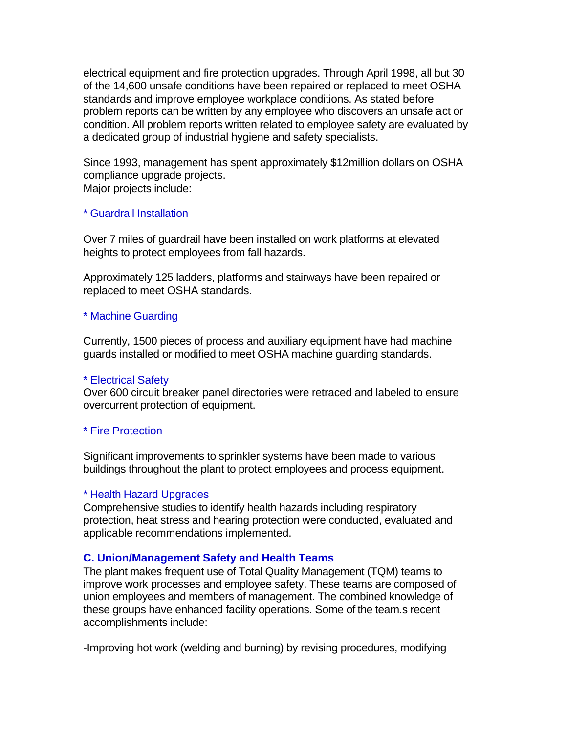electrical equipment and fire protection upgrades. Through April 1998, all but 30 of the 14,600 unsafe conditions have been repaired or replaced to meet OSHA standards and improve employee workplace conditions. As stated before problem reports can be written by any employee who discovers an unsafe act or condition. All problem reports written related to employee safety are evaluated by a dedicated group of industrial hygiene and safety specialists.

Since 1993, management has spent approximately $12million dollars on OSHA compliance upgrade projects.
Major projects include:

* Guardrail Installation

Over 7 miles of guardrail have been installed on work platforms at elevated heights to protect employees from fall hazards.

Approximately 125 ladders, platforms and stairways have been repaired or replaced to meet OSHA standards.

* Machine Guarding

Currently, 1500 pieces of process and auxiliary equipment have had machine guards installed or modified to meet OSHA machine guarding standards.

* Electrical Safety

Over 600 circuit breaker panel directories were retraced and labeled to ensure overcurrent protection of equipment.

* Fire Protection

Significant improvements to sprinkler systems have been made to various buildings throughout the plant to protect employees and process equipment.

* Health Hazard Upgrades

Comprehensive studies to identify health hazards including respiratory protection, heat stress and hearing protection were conducted, evaluated and applicable recommendations implemented.

### C. Union/Management Safety and Health Teams

The plant makes frequent use of Total Quality Management (TQM) teams to improve work processes and employee safety. These teams are composed of union employees and members of management. The combined knowledge of these groups have enhanced facility operations. Some of the team.s recent accomplishments include:

-Improving hot work (welding and burning) by revising procedures, modifying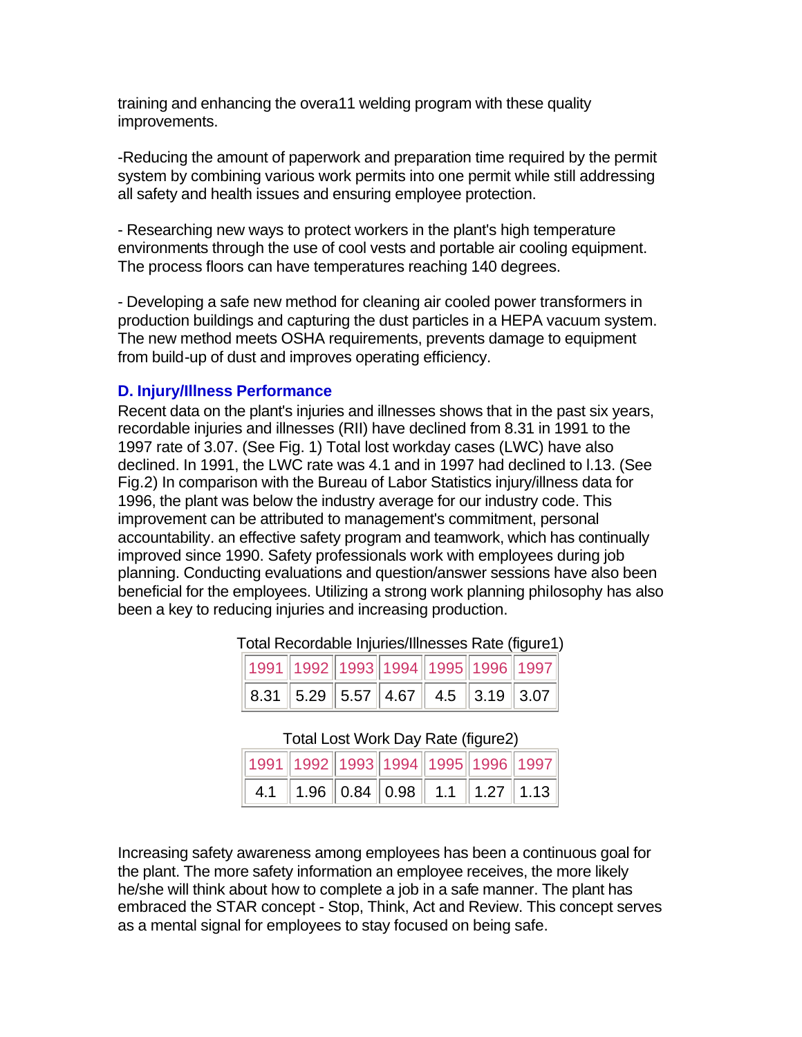training and enhancing the overa11 welding program with these quality improvements.

-Reducing the amount of paperwork and preparation time required by the permit system by combining various work permits into one permit while still addressing all safety and health issues and ensuring employee protection.

- Researching new ways to protect workers in the plant's high temperature environments through the use of cool vests and portable air cooling equipment. The process floors can have temperatures reaching 140 degrees.

- Developing a safe new method for cleaning air cooled power transformers in production buildings and capturing the dust particles in a HEPA vacuum system. The new method meets OSHA requirements, prevents damage to equipment from build-up of dust and improves operating efficiency.

### D. Injury/Illness Performance

Recent data on the plant's injuries and illnesses shows that in the past six years, recordable injuries and illnesses (RII) have declined from 8.31 in 1991 to the 1997 rate of 3.07. (See Fig. 1) Total lost workday cases (LWC) have also declined. In 1991, the LWC rate was 4.1 and in 1997 had declined to l.13. (See Fig.2) In comparison with the Bureau of Labor Statistics injury/illness data for 1996, the plant was below the industry average for our industry code. This improvement can be attributed to management's commitment, personal accountability. an effective safety program and teamwork, which has continually improved since 1990. Safety professionals work with employees during job planning. Conducting evaluations and question/answer sessions have also been beneficial for the employees. Utilizing a strong work planning philosophy has also been a key to reducing injuries and increasing production.

Total Recordable Injuries/Illnesses Rate (figure1)

| 1991 | 1992 | 1993 | 1994 | 1995 | 1996 | 1997 |
|---|---|---|---|---|---|---|
| 8.31 | 5.29 | 5.57 | 4.67 | 4.5 | 3.19 | 3.07 |

Total Lost Work Day Rate (figure2)

| 1991 | 1992 | 1993 | 1994 | 1995 | 1996 | 1997 |
|---|---|---|---|---|---|---|
| 4.1 | 1.96 | 0.84 | 0.98 | 1.1 | 1.27 | 1.13 |

Increasing safety awareness among employees has been a continuous goal for the plant. The more safety information an employee receives, the more likely he/she will think about how to complete a job in a safe manner. The plant has embraced the STAR concept - Stop, Think, Act and Review. This concept serves as a mental signal for employees to stay focused on being safe.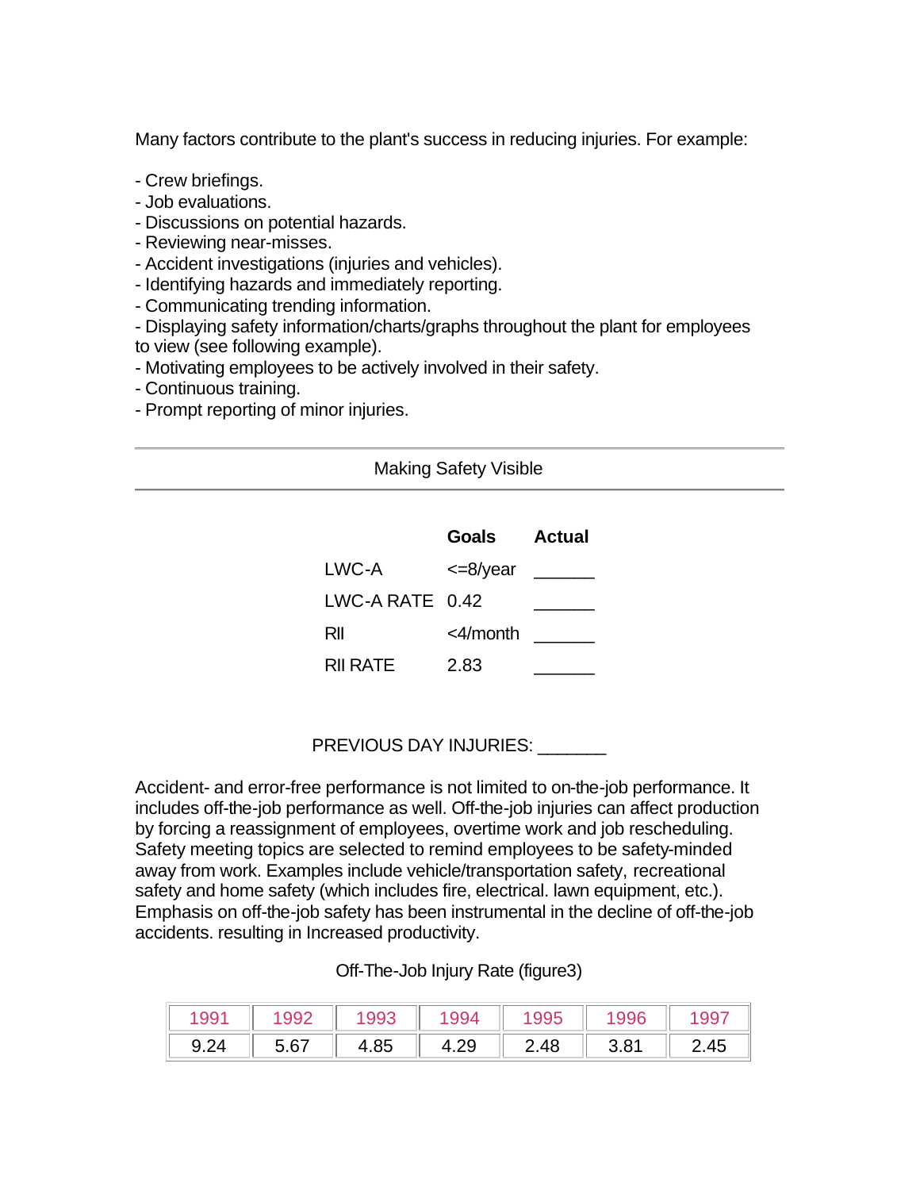Many factors contribute to the plant's success in reducing injuries. For example:

- Crew briefings.
- Job evaluations.
- Discussions on potential hazards.
- Reviewing near-misses.
- Accident investigations (injuries and vehicles).
- Identifying hazards and immediately reporting.
- Communicating trending information.
- Displaying safety information/charts/graphs throughout the plant for employees to view (see following example).
- Motivating employees to be actively involved in their safety.
- Continuous training.
- Prompt reporting of minor injuries.

---

Making Safety Visible

---

| | **Goals** | **Actual** |
|---|---|---|
| LWC-A | <=8/year | ______ |
| LWC-A RATE | 0.42 | ______ |
| RII | <4/month | ______ |
| RII RATE | 2.83 | ______ |

PREVIOUS DAY INJURIES: _______

Accident- and error-free performance is not limited to on-the-job performance. It includes off-the-job performance as well. Off-the-job injuries can affect production by forcing a reassignment of employees, overtime work and job rescheduling. Safety meeting topics are selected to remind employees to be safety-minded away from work. Examples include vehicle/transportation safety, recreational safety and home safety (which includes fire, electrical. lawn equipment, etc.). Emphasis on off-the-job safety has been instrumental in the decline of off-the-job accidents. resulting in Increased productivity.

Off-The-Job Injury Rate (figure3)

| 1991 | 1992 | 1993 | 1994 | 1995 | 1996 | 1997 |
|---|---|---|---|---|---|---|
| 9.24 | 5.67 | 4.85 | 4.29 | 2.48 | 3.81 | 2.45 |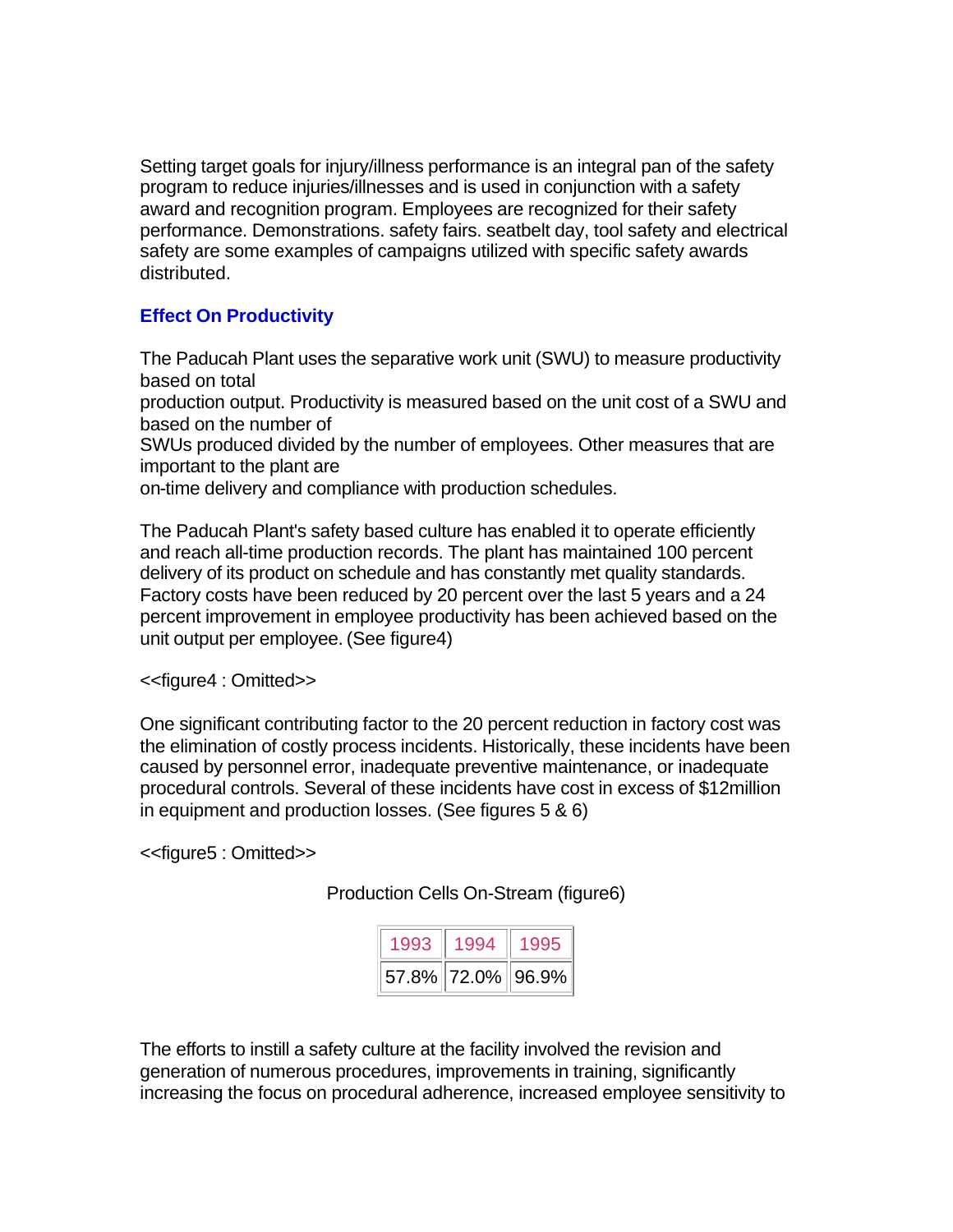Setting target goals for injury/illness performance is an integral pan of the safety program to reduce injuries/illnesses and is used in conjunction with a safety award and recognition program. Employees are recognized for their safety performance. Demonstrations. safety fairs. seatbelt day, tool safety and electrical safety are some examples of campaigns utilized with specific safety awards distributed.

### Effect On Productivity

The Paducah Plant uses the separative work unit (SWU) to measure productivity based on total production output. Productivity is measured based on the unit cost of a SWU and based on the number of SWUs produced divided by the number of employees. Other measures that are important to the plant are on-time delivery and compliance with production schedules.

The Paducah Plant's safety based culture has enabled it to operate efficiently and reach all-time production records. The plant has maintained 100 percent delivery of its product on schedule and has constantly met quality standards. Factory costs have been reduced by 20 percent over the last 5 years and a 24 percent improvement in employee productivity has been achieved based on the unit output per employee. (See figure4)

<<figure4 : Omitted>>

One significant contributing factor to the 20 percent reduction in factory cost was the elimination of costly process incidents. Historically, these incidents have been caused by personnel error, inadequate preventive maintenance, or inadequate procedural controls. Several of these incidents have cost in excess of $12million in equipment and production losses. (See figures 5 & 6)

<<figure5 : Omitted>>

Production Cells On-Stream (figure6)

| 1993 | 1994 | 1995 |
|---|---|---|
| 57.8% | 72.0% | 96.9% |

The efforts to instill a safety culture at the facility involved the revision and generation of numerous procedures, improvements in training, significantly increasing the focus on procedural adherence, increased employee sensitivity to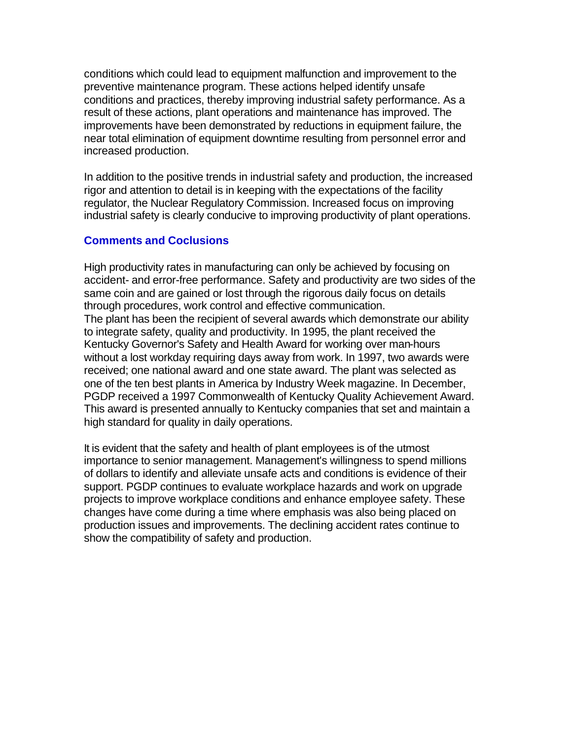conditions which could lead to equipment malfunction and improvement to the preventive maintenance program. These actions helped identify unsafe conditions and practices, thereby improving industrial safety performance. As a result of these actions, plant operations and maintenance has improved. The improvements have been demonstrated by reductions in equipment failure, the near total elimination of equipment downtime resulting from personnel error and increased production.

In addition to the positive trends in industrial safety and production, the increased rigor and attention to detail is in keeping with the expectations of the facility regulator, the Nuclear Regulatory Commission. Increased focus on improving industrial safety is clearly conducive to improving productivity of plant operations.

### Comments and Coclusions

High productivity rates in manufacturing can only be achieved by focusing on accident- and error-free performance. Safety and productivity are two sides of the same coin and are gained or lost through the rigorous daily focus on details through procedures, work control and effective communication.
The plant has been the recipient of several awards which demonstrate our ability to integrate safety, quality and productivity. In 1995, the plant received the Kentucky Governor's Safety and Health Award for working over man-hours without a lost workday requiring days away from work. In 1997, two awards were received; one national award and one state award. The plant was selected as one of the ten best plants in America by Industry Week magazine. In December, PGDP received a 1997 Commonwealth of Kentucky Quality Achievement Award. This award is presented annually to Kentucky companies that set and maintain a high standard for quality in daily operations.

It is evident that the safety and health of plant employees is of the utmost importance to senior management. Management's willingness to spend millions of dollars to identify and alleviate unsafe acts and conditions is evidence of their support. PGDP continues to evaluate workplace hazards and work on upgrade projects to improve workplace conditions and enhance employee safety. These changes have come during a time where emphasis was also being placed on production issues and improvements. The declining accident rates continue to show the compatibility of safety and production.